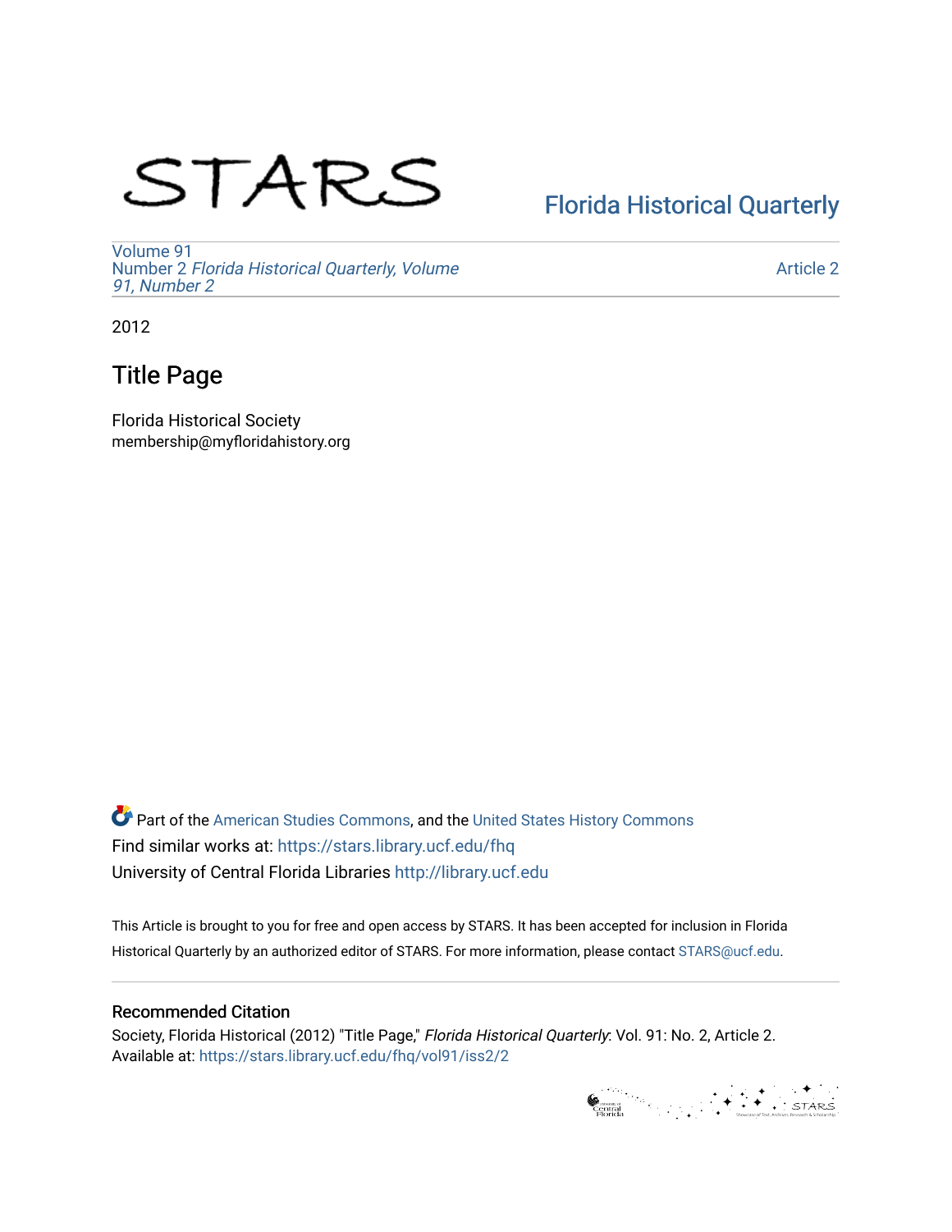STARS

Florida Historical Quarterly

Volume 91
Number 2 *Florida Historical Quarterly, Volume 91, Number 2*

Article 2

2012

# Title Page

Florida Historical Society
membership@myfloridahistory.org

Part of the American Studies Commons, and the United States History Commons
Find similar works at: https://stars.library.ucf.edu/fhq
University of Central Florida Libraries http://library.ucf.edu

This Article is brought to you for free and open access by STARS. It has been accepted for inclusion in Florida Historical Quarterly by an authorized editor of STARS. For more information, please contact STARS@ucf.edu.

## Recommended Citation

Society, Florida Historical (2012) "Title Page," *Florida Historical Quarterly*: Vol. 91: No. 2, Article 2.
Available at: https://stars.library.ucf.edu/fhq/vol91/iss2/2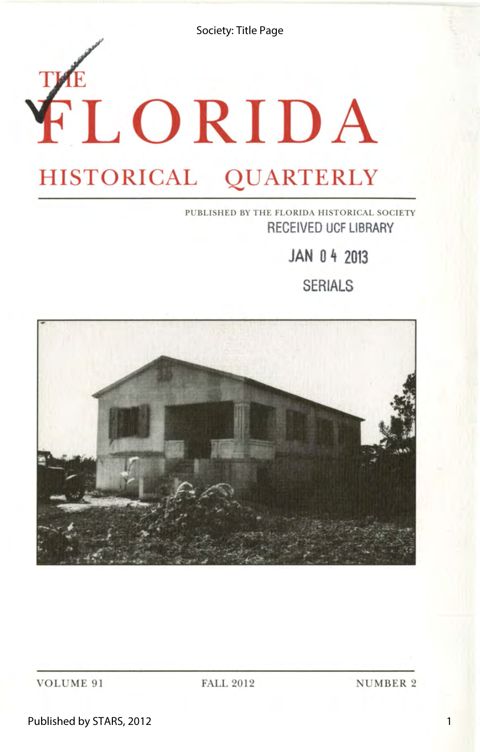# THE FLORIDA HISTORICAL QUARTERLY

PUBLISHED BY THE FLORIDA HISTORICAL SOCIETY

RECEIVED UCF LIBRARY

JAN 04 2013

SERIALS

VOLUME 91 FALL 2012 NUMBER 2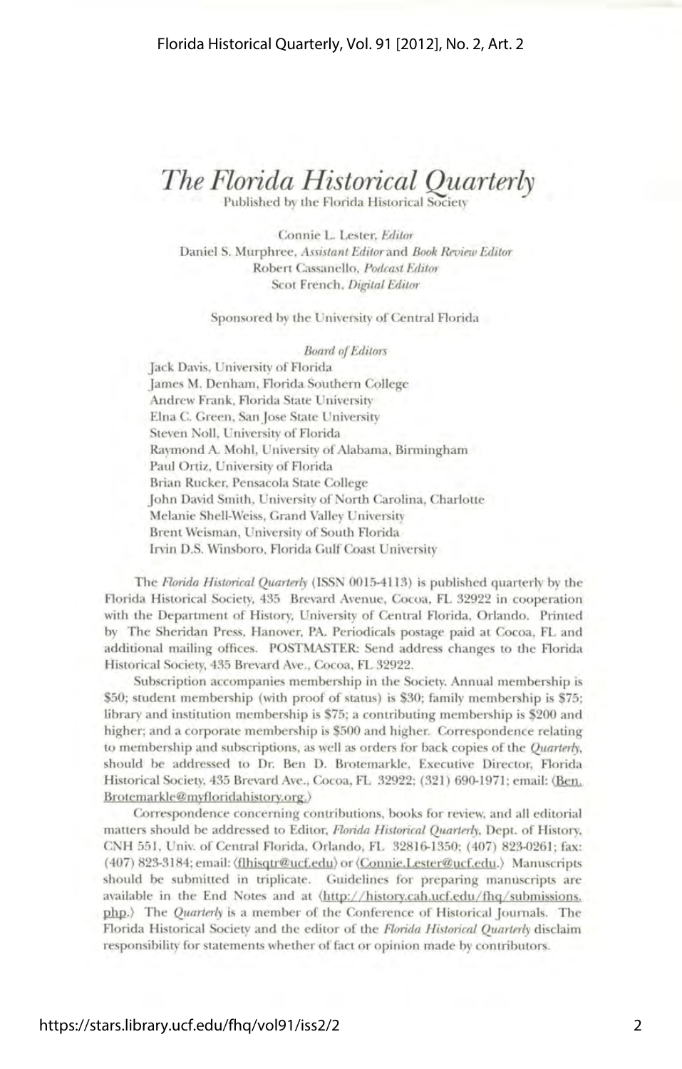# *The Florida Historical Quarterly*

Published by the Florida Historical Society

Connie L. Lester, *Editor*
Daniel S. Murphree, *Assistant Editor* and *Book Review Editor*
Robert Cassanello, *Podcast Editor*
Scot French, *Digital Editor*

Sponsored by the University of Central Florida

*Board of Editors*

Jack Davis, University of Florida
James M. Denham, Florida Southern College
Andrew Frank, Florida State University
Elna C. Green, San Jose State University
Steven Noll, University of Florida
Raymond A. Mohl, University of Alabama, Birmingham
Paul Ortiz, University of Florida
Brian Rucker, Pensacola State College
John David Smith, University of North Carolina, Charlotte
Melanie Shell-Weiss, Grand Valley University
Brent Weisman, University of South Florida
Irvin D.S. Winsboro, Florida Gulf Coast University

The *Florida Historical Quarterly* (ISSN 0015-4113) is published quarterly by the Florida Historical Society, 435 Brevard Avenue, Cocoa, FL 32922 in cooperation with the Department of History, University of Central Florida, Orlando. Printed by The Sheridan Press, Hanover, PA. Periodicals postage paid at Cocoa, FL and additional mailing offices. POSTMASTER: Send address changes to the Florida Historical Society, 435 Brevard Ave., Cocoa, FL 32922.

Subscription accompanies membership in the Society. Annual membership is $50; student membership (with proof of status) is $30; family membership is $75; library and institution membership is $75; a contributing membership is $200 and higher; and a corporate membership is $500 and higher. Correspondence relating to membership and subscriptions, as well as orders for back copies of the *Quarterly*, should be addressed to Dr. Ben D. Brotemarkle, Executive Director, Florida Historical Society, 435 Brevard Ave., Cocoa, FL 32922; (321) 690-1971; email: ⟨Ben.Brotemarkle@myfloridahistory.org.⟩

Correspondence concerning contributions, books for review, and all editorial matters should be addressed to Editor, *Florida Historical Quarterly*, Dept. of History, CNH 551, Univ. of Central Florida, Orlando, FL 32816-1350; (407) 823-0261; fax: (407) 823-3184; email: ⟨flhisqtr@ucf.edu⟩ or ⟨Connie.Lester@ucf.edu.⟩ Manuscripts should be submitted in triplicate. Guidelines for preparing manuscripts are available in the End Notes and at ⟨http://history.cah.ucf.edu/fhq/submissions.php.⟩ The *Quarterly* is a member of the Conference of Historical Journals. The Florida Historical Society and the editor of the *Florida Historical Quarterly* disclaim responsibility for statements whether of fact or opinion made by contributors.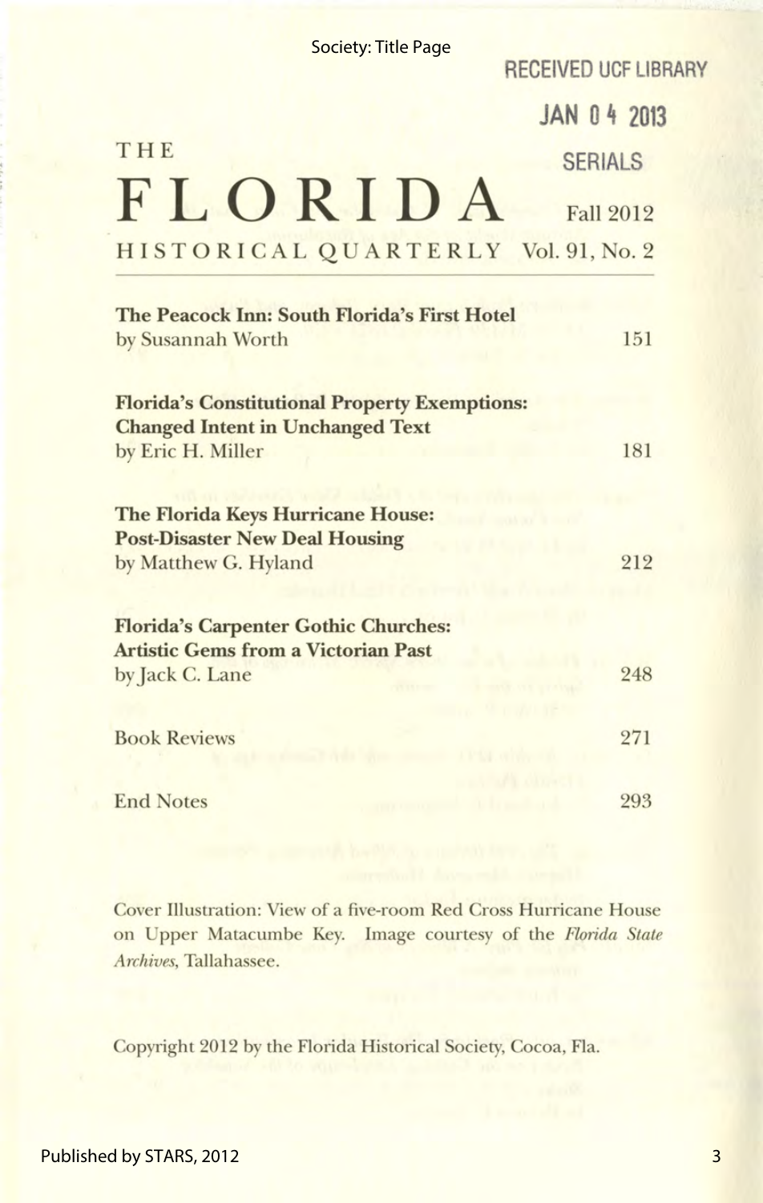RECEIVED UCF LIBRARY

JAN 04 2013

SERIALS

# THE FLORIDA HISTORICAL QUARTERLY

Fall 2012
Vol. 91, No. 2

---

| | |
|---|---|
| **The Peacock Inn: South Florida's First Hotel**<br>by Susannah Worth | 151 |
| **Florida's Constitutional Property Exemptions: Changed Intent in Unchanged Text**<br>by Eric H. Miller | 181 |
| **The Florida Keys Hurricane House: Post-Disaster New Deal Housing**<br>by Matthew G. Hyland | 212 |
| **Florida's Carpenter Gothic Churches: Artistic Gems from a Victorian Past**<br>by Jack C. Lane | 248 |
| Book Reviews | 271 |
| End Notes | 293 |

Cover Illustration: View of a five-room Red Cross Hurricane House on Upper Matacumbe Key. Image courtesy of the *Florida State Archives*, Tallahassee.

Copyright 2012 by the Florida Historical Society, Cocoa, Fla.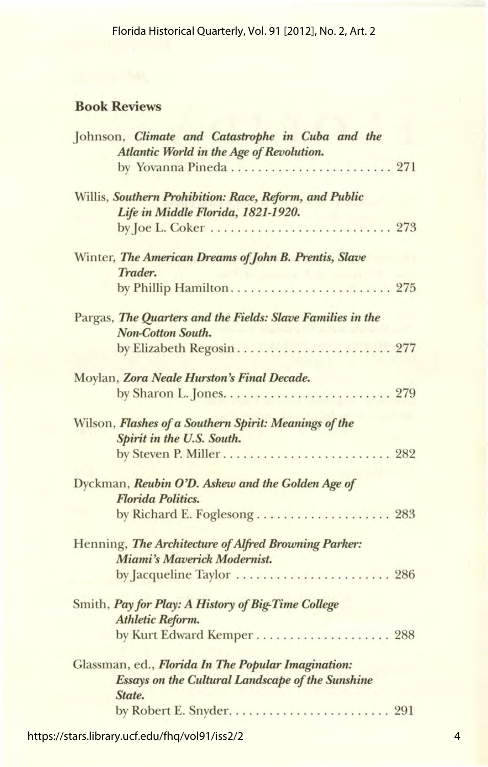## Book Reviews

Johnson, ***Climate and Catastrophe in Cuba and the Atlantic World in the Age of Revolution.***
by Yovanna Pineda . . . . . . . . . . . . . . . . . . . . . . . . 271

Willis, ***Southern Prohibition: Race, Reform, and Public Life in Middle Florida, 1821-1920.***
by Joe L. Coker . . . . . . . . . . . . . . . . . . . . . . . . . . . 273

Winter, ***The American Dreams of John B. Prentis, Slave Trader.***
by Phillip Hamilton . . . . . . . . . . . . . . . . . . . . . . . . 275

Pargas, ***The Quarters and the Fields: Slave Families in the Non-Cotton South.***
by Elizabeth Regosin . . . . . . . . . . . . . . . . . . . . . . . 277

Moylan, ***Zora Neale Hurston's Final Decade.***
by Sharon L. Jones. . . . . . . . . . . . . . . . . . . . . . . . . 279

Wilson, ***Flashes of a Southern Spirit: Meanings of the Spirit in the U.S. South.***
by Steven P. Miller . . . . . . . . . . . . . . . . . . . . . . . . . 282

Dyckman, ***Reubin O'D. Askew and the Golden Age of Florida Politics.***
by Richard E. Foglesong . . . . . . . . . . . . . . . . . . . . 283

Henning, ***The Architecture of Alfred Browning Parker: Miami's Maverick Modernist.***
by Jacqueline Taylor . . . . . . . . . . . . . . . . . . . . . . . 286

Smith, ***Pay for Play: A History of Big-Time College Athletic Reform.***
by Kurt Edward Kemper . . . . . . . . . . . . . . . . . . . . 288

Glassman, ed., ***Florida In The Popular Imagination: Essays on the Cultural Landscape of the Sunshine State.***
by Robert E. Snyder. . . . . . . . . . . . . . . . . . . . . . . . 291